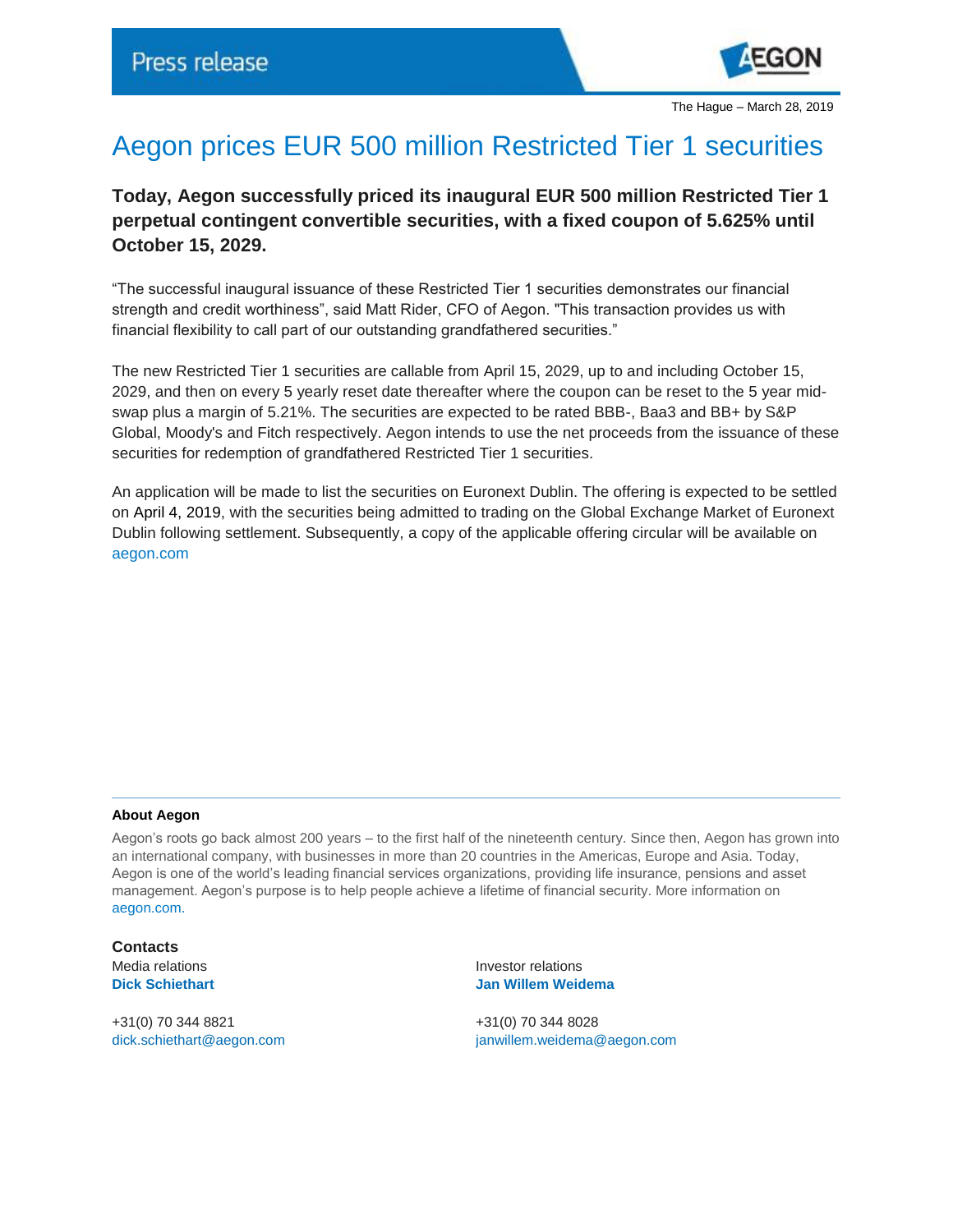Press release

The Hague – March 28, 2019

# Aegon prices EUR 500 million Restricted Tier 1 securities

**Today, Aegon successfully priced its inaugural EUR 500 million Restricted Tier 1 perpetual contingent convertible securities, with a fixed coupon of 5.625% until October 15, 2029.**

“The successful inaugural issuance of these Restricted Tier 1 securities demonstrates our financial strength and credit worthiness”, said Matt Rider, CFO of Aegon. "This transaction provides us with financial flexibility to call part of our outstanding grandfathered securities.”

The new Restricted Tier 1 securities are callable from April 15, 2029, up to and including October 15, 2029, and then on every 5 yearly reset date thereafter where the coupon can be reset to the 5 year mid-swap plus a margin of 5.21%. The securities are expected to be rated BBB-, Baa3 and BB+ by S&P Global, Moody's and Fitch respectively. Aegon intends to use the net proceeds from the issuance of these securities for redemption of grandfathered Restricted Tier 1 securities.

An application will be made to list the securities on Euronext Dublin. The offering is expected to be settled on April 4, 2019, with the securities being admitted to trading on the Global Exchange Market of Euronext Dublin following settlement. Subsequently, a copy of the applicable offering circular will be available on aegon.com

---

**About Aegon**

Aegon’s roots go back almost 200 years – to the first half of the nineteenth century. Since then, Aegon has grown into an international company, with businesses in more than 20 countries in the Americas, Europe and Asia. Today, Aegon is one of the world’s leading financial services organizations, providing life insurance, pensions and asset management. Aegon’s purpose is to help people achieve a lifetime of financial security. More information on aegon.com.

**Contacts**

Media relations
**Dick Schiethart**

+31(0) 70 344 8821
dick.schiethart@aegon.com

Investor relations
**Jan Willem Weidema**

+31(0) 70 344 8028
janwillem.weidema@aegon.com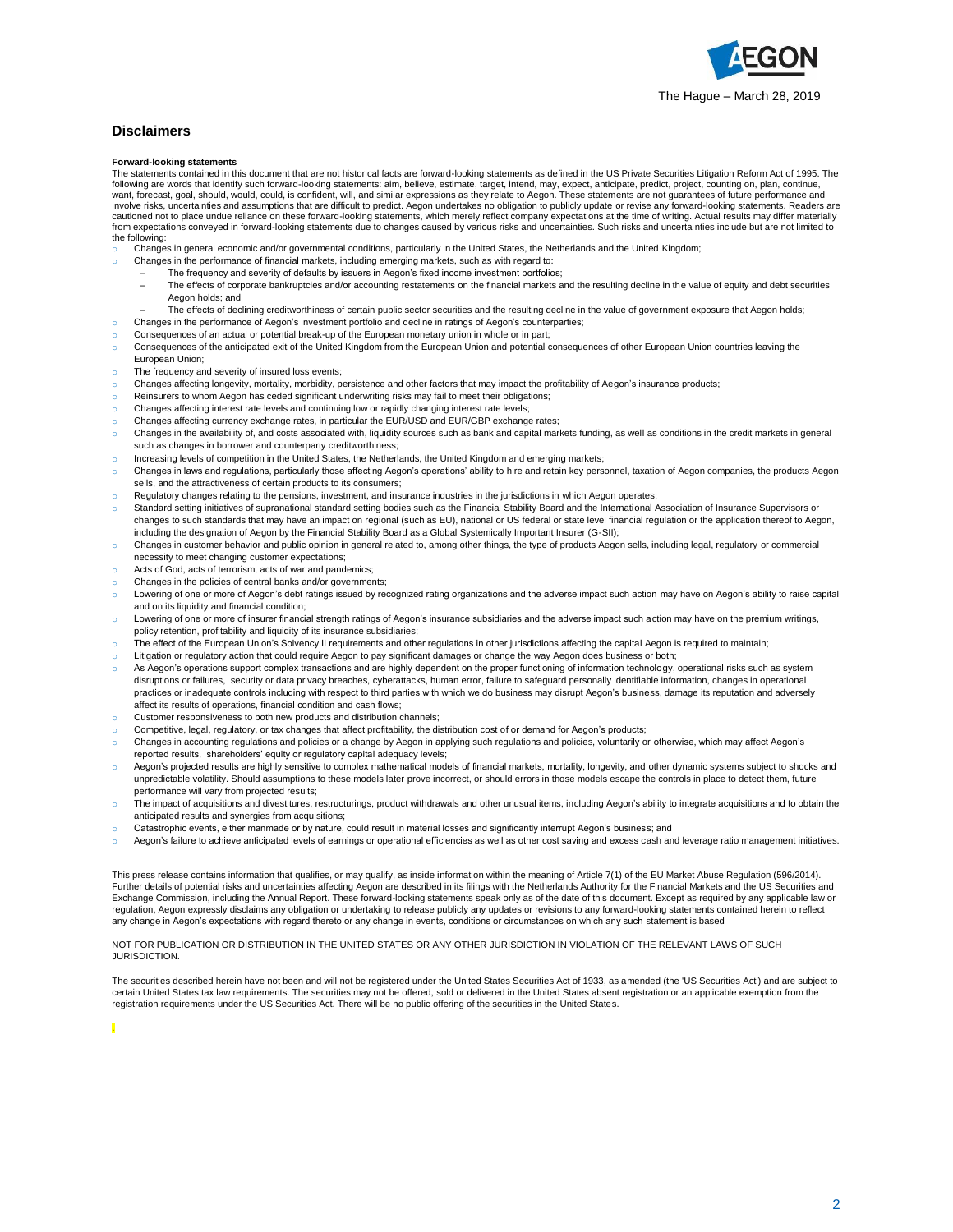The Hague – March 28, 2019

## Disclaimers

**Forward-looking statements**

The statements contained in this document that are not historical facts are forward-looking statements as defined in the US Private Securities Litigation Reform Act of 1995. The following are words that identify such forward-looking statements: aim, believe, estimate, target, intend, may, expect, anticipate, predict, project, counting on, plan, continue, want, forecast, goal, should, would, could, is confident, will, and similar expressions as they relate to Aegon. These statements are not guarantees of future performance and involve risks, uncertainties and assumptions that are difficult to predict. Aegon undertakes no obligation to publicly update or revise any forward-looking statements. Readers are cautioned not to place undue reliance on these forward-looking statements, which merely reflect company expectations at the time of writing. Actual results may differ materially from expectations conveyed in forward-looking statements due to changes caused by various risks and uncertainties. Such risks and uncertainties include but are not limited to the following:

- Changes in general economic and/or governmental conditions, particularly in the United States, the Netherlands and the United Kingdom;
- Changes in the performance of financial markets, including emerging markets, such as with regard to:
  - The frequency and severity of defaults by issuers in Aegon's fixed income investment portfolios;
  - The effects of corporate bankruptcies and/or accounting restatements on the financial markets and the resulting decline in the value of equity and debt securities Aegon holds; and
  - The effects of declining creditworthiness of certain public sector securities and the resulting decline in the value of government exposure that Aegon holds;
- Changes in the performance of Aegon's investment portfolio and decline in ratings of Aegon's counterparties;
- Consequences of an actual or potential break-up of the European monetary union in whole or in part;
- Consequences of the anticipated exit of the United Kingdom from the European Union and potential consequences of other European Union countries leaving the European Union;
- The frequency and severity of insured loss events;
- Changes affecting longevity, mortality, morbidity, persistence and other factors that may impact the profitability of Aegon's insurance products;
- Reinsurers to whom Aegon has ceded significant underwriting risks may fail to meet their obligations;
- Changes affecting interest rate levels and continuing low or rapidly changing interest rate levels;
- Changes affecting currency exchange rates, in particular the EUR/USD and EUR/GBP exchange rates;
- Changes in the availability of, and costs associated with, liquidity sources such as bank and capital markets funding, as well as conditions in the credit markets in general such as changes in borrower and counterparty creditworthiness;
- Increasing levels of competition in the United States, the Netherlands, the United Kingdom and emerging markets;
- Changes in laws and regulations, particularly those affecting Aegon's operations' ability to hire and retain key personnel, taxation of Aegon companies, the products Aegon sells, and the attractiveness of certain products to its consumers;
- Regulatory changes relating to the pensions, investment, and insurance industries in the jurisdictions in which Aegon operates;
- Standard setting initiatives of supranational standard setting bodies such as the Financial Stability Board and the International Association of Insurance Supervisors or changes to such standards that may have an impact on regional (such as EU), national or US federal or state level financial regulation or the application thereof to Aegon, including the designation of Aegon by the Financial Stability Board as a Global Systemically Important Insurer (G-SII);
- Changes in customer behavior and public opinion in general related to, among other things, the type of products Aegon sells, including legal, regulatory or commercial necessity to meet changing customer expectations;
- Acts of God, acts of terrorism, acts of war and pandemics;
- Changes in the policies of central banks and/or governments;
- Lowering of one or more of Aegon's debt ratings issued by recognized rating organizations and the adverse impact such action may have on Aegon's ability to raise capital and on its liquidity and financial condition;
- Lowering of one or more of insurer financial strength ratings of Aegon's insurance subsidiaries and the adverse impact such action may have on the premium writings, policy retention, profitability and liquidity of its insurance subsidiaries;
- The effect of the European Union's Solvency II requirements and other regulations in other jurisdictions affecting the capital Aegon is required to maintain;
- Litigation or regulatory action that could require Aegon to pay significant damages or change the way Aegon does business or both;
- As Aegon's operations support complex transactions and are highly dependent on the proper functioning of information technology, operational risks such as system disruptions or failures, security or data privacy breaches, cyberattacks, human error, failure to safeguard personally identifiable information, changes in operational practices or inadequate controls including with respect to third parties with which we do business may disrupt Aegon's business, damage its reputation and adversely affect its results of operations, financial condition and cash flows;
- Customer responsiveness to both new products and distribution channels;
- Competitive, legal, regulatory, or tax changes that affect profitability, the distribution cost of or demand for Aegon's products;
- Changes in accounting regulations and policies or a change by Aegon in applying such regulations and policies, voluntarily or otherwise, which may affect Aegon's reported results, shareholders' equity or regulatory capital adequacy levels;
- Aegon's projected results are highly sensitive to complex mathematical models of financial markets, mortality, longevity, and other dynamic systems subject to shocks and unpredictable volatility. Should assumptions to these models later prove incorrect, or should errors in those models escape the controls in place to detect them, future performance will vary from projected results;
- The impact of acquisitions and divestitures, restructurings, product withdrawals and other unusual items, including Aegon's ability to integrate acquisitions and to obtain the anticipated results and synergies from acquisitions;
- Catastrophic events, either manmade or by nature, could result in material losses and significantly interrupt Aegon's business; and
- Aegon's failure to achieve anticipated levels of earnings or operational efficiencies as well as other cost saving and excess cash and leverage ratio management initiatives.

This press release contains information that qualifies, or may qualify, as inside information within the meaning of Article 7(1) of the EU Market Abuse Regulation (596/2014). Further details of potential risks and uncertainties affecting Aegon are described in its filings with the Netherlands Authority for the Financial Markets and the US Securities and Exchange Commission, including the Annual Report. These forward-looking statements speak only as of the date of this document. Except as required by any applicable law or regulation, Aegon expressly disclaims any obligation or undertaking to release publicly any updates or revisions to any forward-looking statements contained herein to reflect any change in Aegon's expectations with regard thereto or any change in events, conditions or circumstances on which any such statement is based

NOT FOR PUBLICATION OR DISTRIBUTION IN THE UNITED STATES OR ANY OTHER JURISDICTION IN VIOLATION OF THE RELEVANT LAWS OF SUCH JURISDICTION.

The securities described herein have not been and will not be registered under the United States Securities Act of 1933, as amended (the 'US Securities Act') and are subject to certain United States tax law requirements. The securities may not be offered, sold or delivered in the United States absent registration or an applicable exemption from the registration requirements under the US Securities Act. There will be no public offering of the securities in the United States.